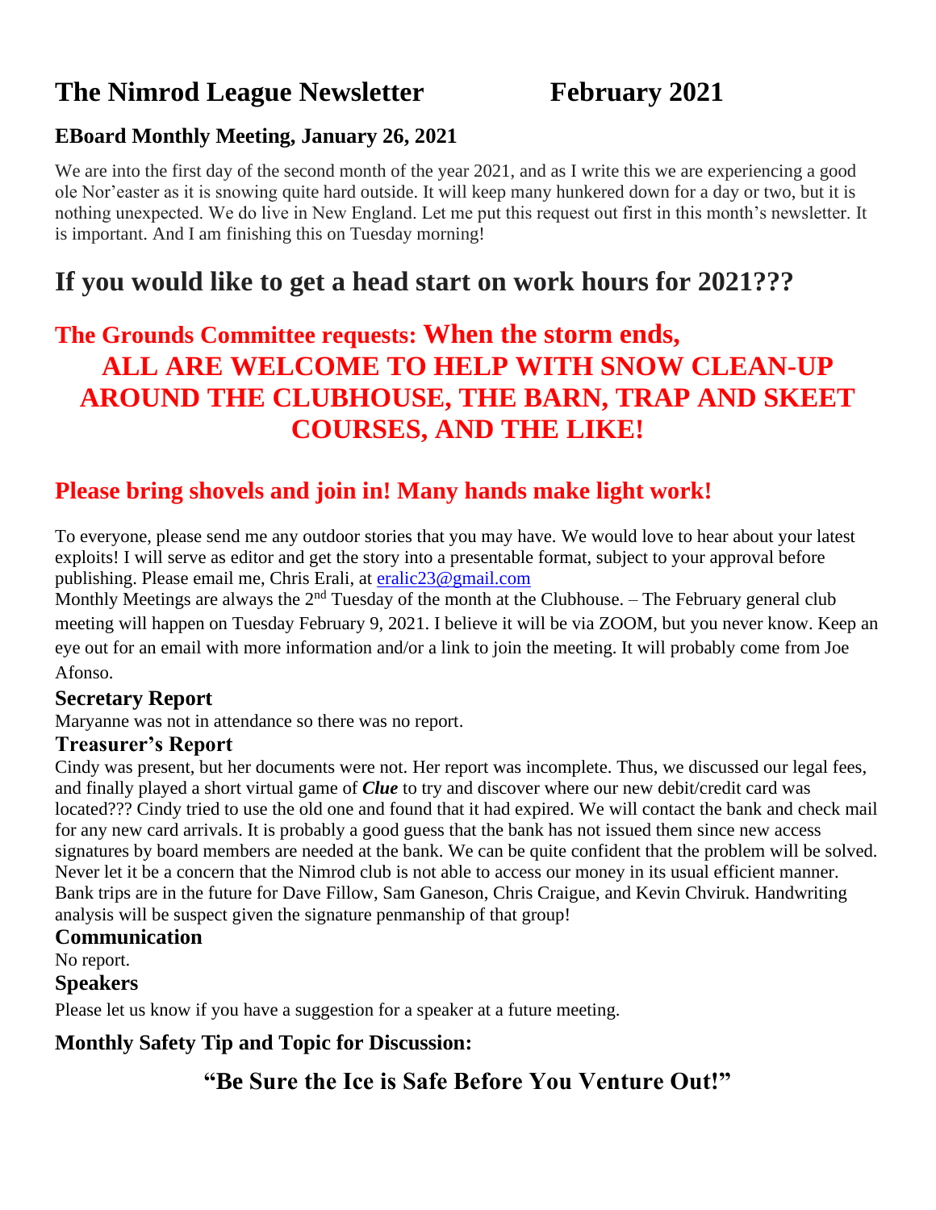# The Nimrod League Newsletter February 2021

### EBoard Monthly Meeting, January 26, 2021

We are into the first day of the second month of the year 2021, and as I write this we are experiencing a good ole Nor'easter as it is snowing quite hard outside. It will keep many hunkered down for a day or two, but it is nothing unexpected. We do live in New England. Let me put this request out first in this month's newsletter. It is important. And I am finishing this on Tuesday morning!

## If you would like to get a head start on work hours for 2021???

## The Grounds Committee requests: When the storm ends, ALL ARE WELCOME TO HELP WITH SNOW CLEAN-UP AROUND THE CLUBHOUSE, THE BARN, TRAP AND SKEET COURSES, AND THE LIKE!

## Please bring shovels and join in! Many hands make light work!

To everyone, please send me any outdoor stories that you may have. We would love to hear about your latest exploits! I will serve as editor and get the story into a presentable format, subject to your approval before publishing. Please email me, Chris Erali, at eralic23@gmail.com

Monthly Meetings are always the 2nd Tuesday of the month at the Clubhouse. – The February general club meeting will happen on Tuesday February 9, 2021. I believe it will be via ZOOM, but you never know. Keep an eye out for an email with more information and/or a link to join the meeting. It will probably come from Joe Afonso.

### Secretary Report

Maryanne was not in attendance so there was no report.

### Treasurer's Report

Cindy was present, but her documents were not. Her report was incomplete. Thus, we discussed our legal fees, and finally played a short virtual game of ***Clue*** to try and discover where our new debit/credit card was located??? Cindy tried to use the old one and found that it had expired. We will contact the bank and check mail for any new card arrivals. It is probably a good guess that the bank has not issued them since new access signatures by board members are needed at the bank. We can be quite confident that the problem will be solved. Never let it be a concern that the Nimrod club is not able to access our money in its usual efficient manner. Bank trips are in the future for Dave Fillow, Sam Ganeson, Chris Craigue, and Kevin Chviruk. Handwriting analysis will be suspect given the signature penmanship of that group!

### Communication

No report.

### Speakers

Please let us know if you have a suggestion for a speaker at a future meeting.

### Monthly Safety Tip and Topic for Discussion:

## "Be Sure the Ice is Safe Before You Venture Out!"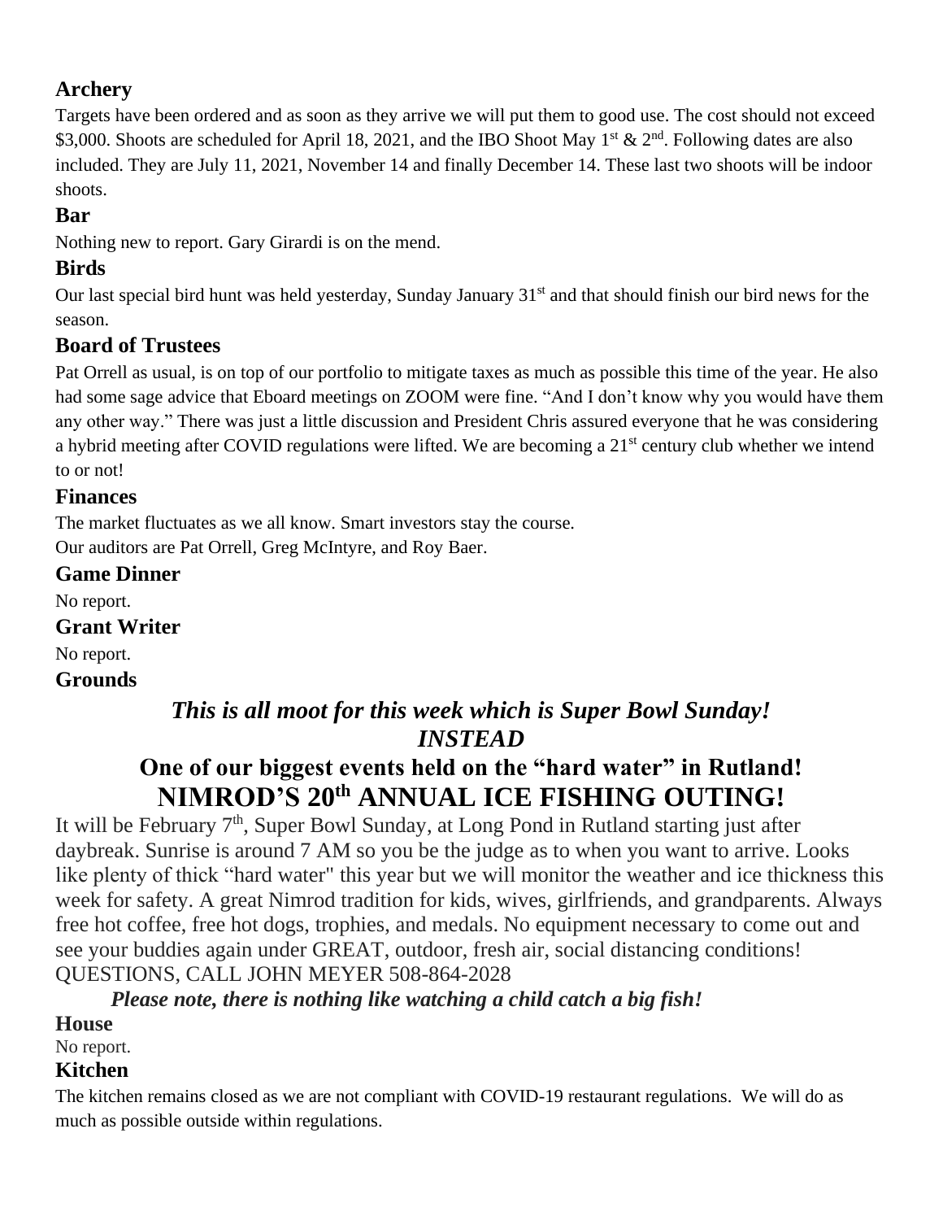### Archery

Targets have been ordered and as soon as they arrive we will put them to good use. The cost should not exceed $3,000. Shoots are scheduled for April 18, 2021, and the IBO Shoot May 1st & 2nd. Following dates are also included. They are July 11, 2021, November 14 and finally December 14. These last two shoots will be indoor shoots.

### Bar

Nothing new to report. Gary Girardi is on the mend.

### Birds

Our last special bird hunt was held yesterday, Sunday January 31st and that should finish our bird news for the season.

### Board of Trustees

Pat Orrell as usual, is on top of our portfolio to mitigate taxes as much as possible this time of the year. He also had some sage advice that Eboard meetings on ZOOM were fine. "And I don't know why you would have them any other way." There was just a little discussion and President Chris assured everyone that he was considering a hybrid meeting after COVID regulations were lifted. We are becoming a 21st century club whether we intend to or not!

### Finances

The market fluctuates as we all know. Smart investors stay the course.
Our auditors are Pat Orrell, Greg McIntyre, and Roy Baer.

### Game Dinner

No report.

### Grant Writer

No report.

### Grounds

***This is all moot for this week which is Super Bowl Sunday!***
***INSTEAD***

## One of our biggest events held on the "hard water" in Rutland!
## NIMROD'S 20th ANNUAL ICE FISHING OUTING!

It will be February 7th, Super Bowl Sunday, at Long Pond in Rutland starting just after daybreak. Sunrise is around 7 AM so you be the judge as to when you want to arrive. Looks like plenty of thick "hard water" this year but we will monitor the weather and ice thickness this week for safety. A great Nimrod tradition for kids, wives, girlfriends, and grandparents. Always free hot coffee, free hot dogs, trophies, and medals. No equipment necessary to come out and see your buddies again under GREAT, outdoor, fresh air, social distancing conditions!
QUESTIONS, CALL JOHN MEYER 508-864-2028

***Please note, there is nothing like watching a child catch a big fish!***

### House

No report.

### Kitchen

The kitchen remains closed as we are not compliant with COVID-19 restaurant regulations. We will do as much as possible outside within regulations.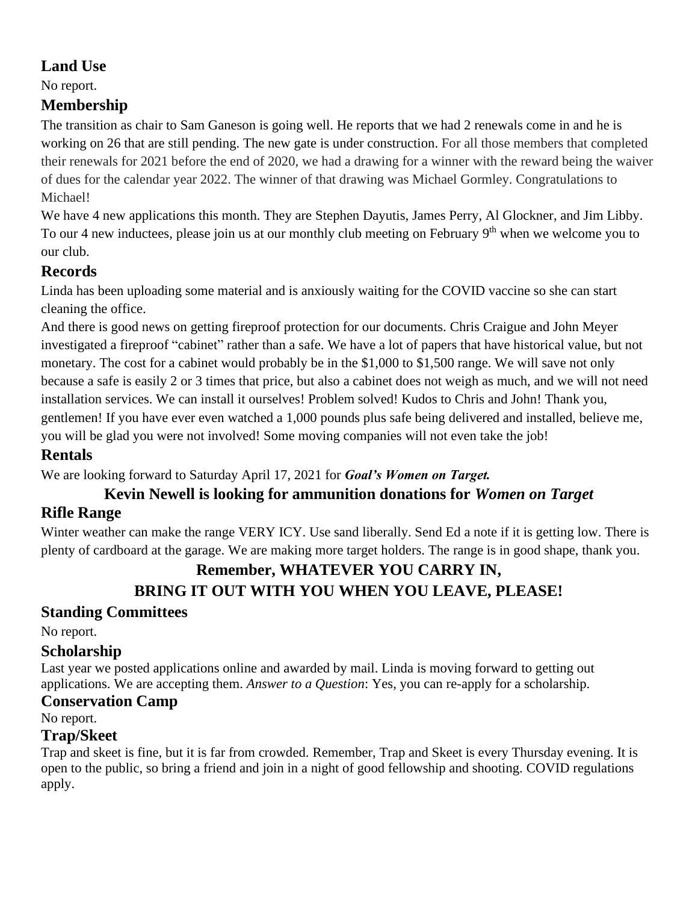## Land Use

No report.

## Membership

The transition as chair to Sam Ganeson is going well. He reports that we had 2 renewals come in and he is working on 26 that are still pending. The new gate is under construction. For all those members that completed their renewals for 2021 before the end of 2020, we had a drawing for a winner with the reward being the waiver of dues for the calendar year 2022. The winner of that drawing was Michael Gormley. Congratulations to Michael!

We have 4 new applications this month. They are Stephen Dayutis, James Perry, Al Glockner, and Jim Libby. To our 4 new inductees, please join us at our monthly club meeting on February 9th when we welcome you to our club.

## Records

Linda has been uploading some material and is anxiously waiting for the COVID vaccine so she can start cleaning the office.

And there is good news on getting fireproof protection for our documents. Chris Craigue and John Meyer investigated a fireproof "cabinet" rather than a safe. We have a lot of papers that have historical value, but not monetary. The cost for a cabinet would probably be in the $1,000 to $1,500 range. We will save not only because a safe is easily 2 or 3 times that price, but also a cabinet does not weigh as much, and we will not need installation services. We can install it ourselves! Problem solved! Kudos to Chris and John! Thank you, gentlemen! If you have ever even watched a 1,000 pounds plus safe being delivered and installed, believe me, you will be glad you were not involved! Some moving companies will not even take the job!

## Rentals

We are looking forward to Saturday April 17, 2021 for ***Goal's Women on Target.***

**Kevin Newell is looking for ammunition donations for *Women on Target***

## Rifle Range

Winter weather can make the range VERY ICY. Use sand liberally. Send Ed a note if it is getting low. There is plenty of cardboard at the garage. We are making more target holders. The range is in good shape, thank you.

**Remember, WHATEVER YOU CARRY IN,**
**BRING IT OUT WITH YOU WHEN YOU LEAVE, PLEASE!**

## Standing Committees

No report.

## Scholarship

Last year we posted applications online and awarded by mail. Linda is moving forward to getting out applications. We are accepting them. *Answer to a Question*: Yes, you can re-apply for a scholarship.

## Conservation Camp

No report.

## Trap/Skeet

Trap and skeet is fine, but it is far from crowded. Remember, Trap and Skeet is every Thursday evening. It is open to the public, so bring a friend and join in a night of good fellowship and shooting. COVID regulations apply.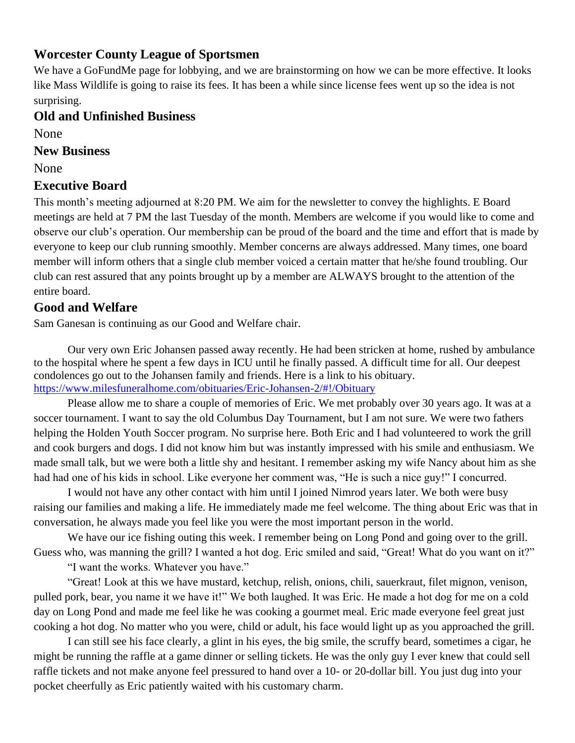## Worcester County League of Sportsmen

We have a GoFundMe page for lobbying, and we are brainstorming on how we can be more effective. It looks like Mass Wildlife is going to raise its fees. It has been a while since license fees went up so the idea is not surprising.

## Old and Unfinished Business

None

## New Business

None

## Executive Board

This month's meeting adjourned at 8:20 PM. We aim for the newsletter to convey the highlights. E Board meetings are held at 7 PM the last Tuesday of the month. Members are welcome if you would like to come and observe our club's operation. Our membership can be proud of the board and the time and effort that is made by everyone to keep our club running smoothly. Member concerns are always addressed. Many times, one board member will inform others that a single club member voiced a certain matter that he/she found troubling. Our club can rest assured that any points brought up by a member are ALWAYS brought to the attention of the entire board.

## Good and Welfare

Sam Ganesan is continuing as our Good and Welfare chair.

Our very own Eric Johansen passed away recently. He had been stricken at home, rushed by ambulance to the hospital where he spent a few days in ICU until he finally passed. A difficult time for all. Our deepest condolences go out to the Johansen family and friends. Here is a link to his obituary. [https://www.milesfuneralhome.com/obituaries/Eric-Johansen-2/#!/Obituary](https://www.milesfuneralhome.com/obituaries/Eric-Johansen-2/#!/Obituary)

Please allow me to share a couple of memories of Eric. We met probably over 30 years ago. It was at a soccer tournament. I want to say the old Columbus Day Tournament, but I am not sure. We were two fathers helping the Holden Youth Soccer program. No surprise here. Both Eric and I had volunteered to work the grill and cook burgers and dogs. I did not know him but was instantly impressed with his smile and enthusiasm. We made small talk, but we were both a little shy and hesitant. I remember asking my wife Nancy about him as she had had one of his kids in school. Like everyone her comment was, "He is such a nice guy!" I concurred.

I would not have any other contact with him until I joined Nimrod years later. We both were busy raising our families and making a life. He immediately made me feel welcome. The thing about Eric was that in conversation, he always made you feel like you were the most important person in the world.

We have our ice fishing outing this week. I remember being on Long Pond and going over to the grill. Guess who, was manning the grill? I wanted a hot dog. Eric smiled and said, "Great! What do you want on it?"

"I want the works. Whatever you have."

"Great! Look at this we have mustard, ketchup, relish, onions, chili, sauerkraut, filet mignon, venison, pulled pork, bear, you name it we have it!" We both laughed. It was Eric. He made a hot dog for me on a cold day on Long Pond and made me feel like he was cooking a gourmet meal. Eric made everyone feel great just cooking a hot dog. No matter who you were, child or adult, his face would light up as you approached the grill.

I can still see his face clearly, a glint in his eyes, the big smile, the scruffy beard, sometimes a cigar, he might be running the raffle at a game dinner or selling tickets. He was the only guy I ever knew that could sell raffle tickets and not make anyone feel pressured to hand over a 10- or 20-dollar bill. You just dug into your pocket cheerfully as Eric patiently waited with his customary charm.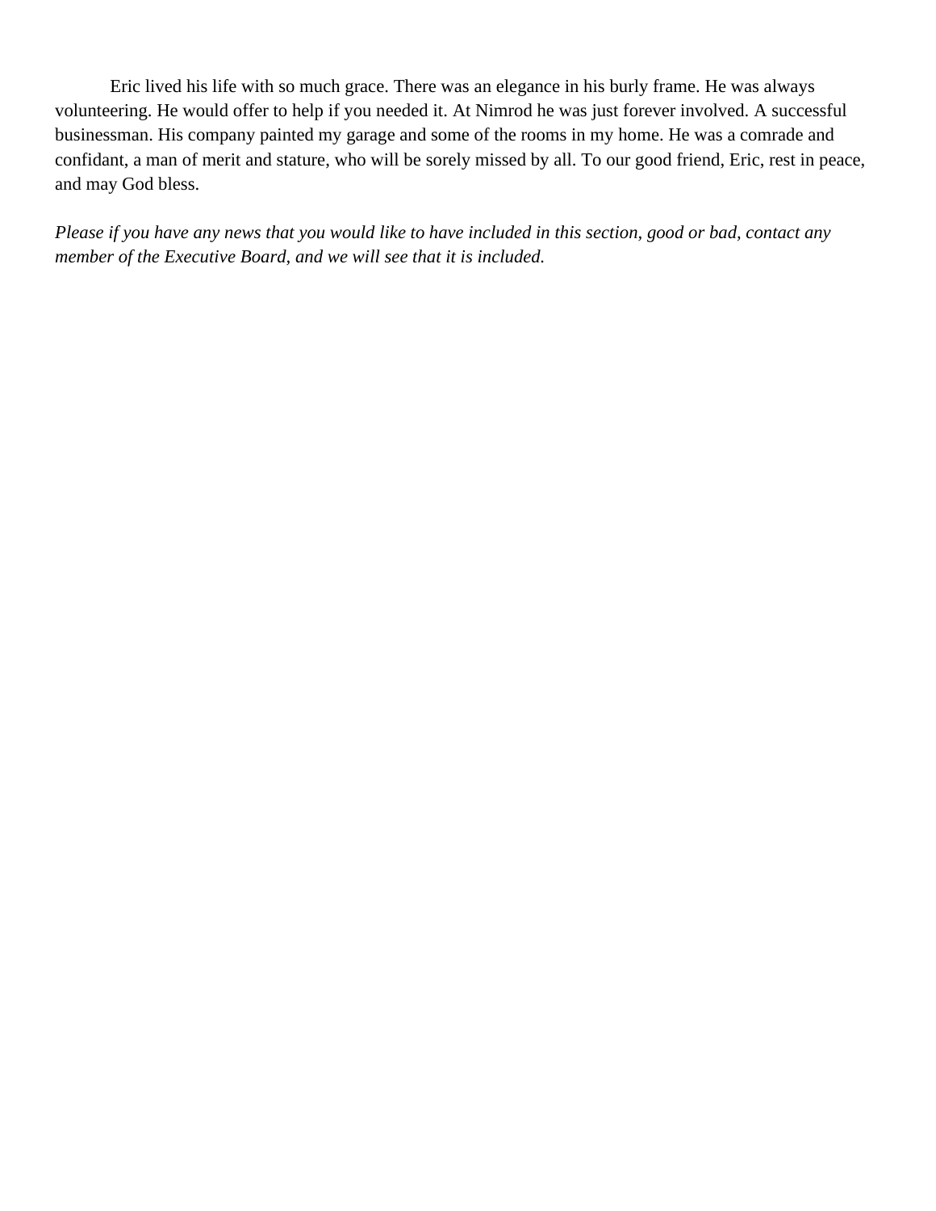Eric lived his life with so much grace. There was an elegance in his burly frame. He was always volunteering. He would offer to help if you needed it. At Nimrod he was just forever involved. A successful businessman. His company painted my garage and some of the rooms in my home. He was a comrade and confidant, a man of merit and stature, who will be sorely missed by all. To our good friend, Eric, rest in peace, and may God bless.

*Please if you have any news that you would like to have included in this section, good or bad, contact any member of the Executive Board, and we will see that it is included.*